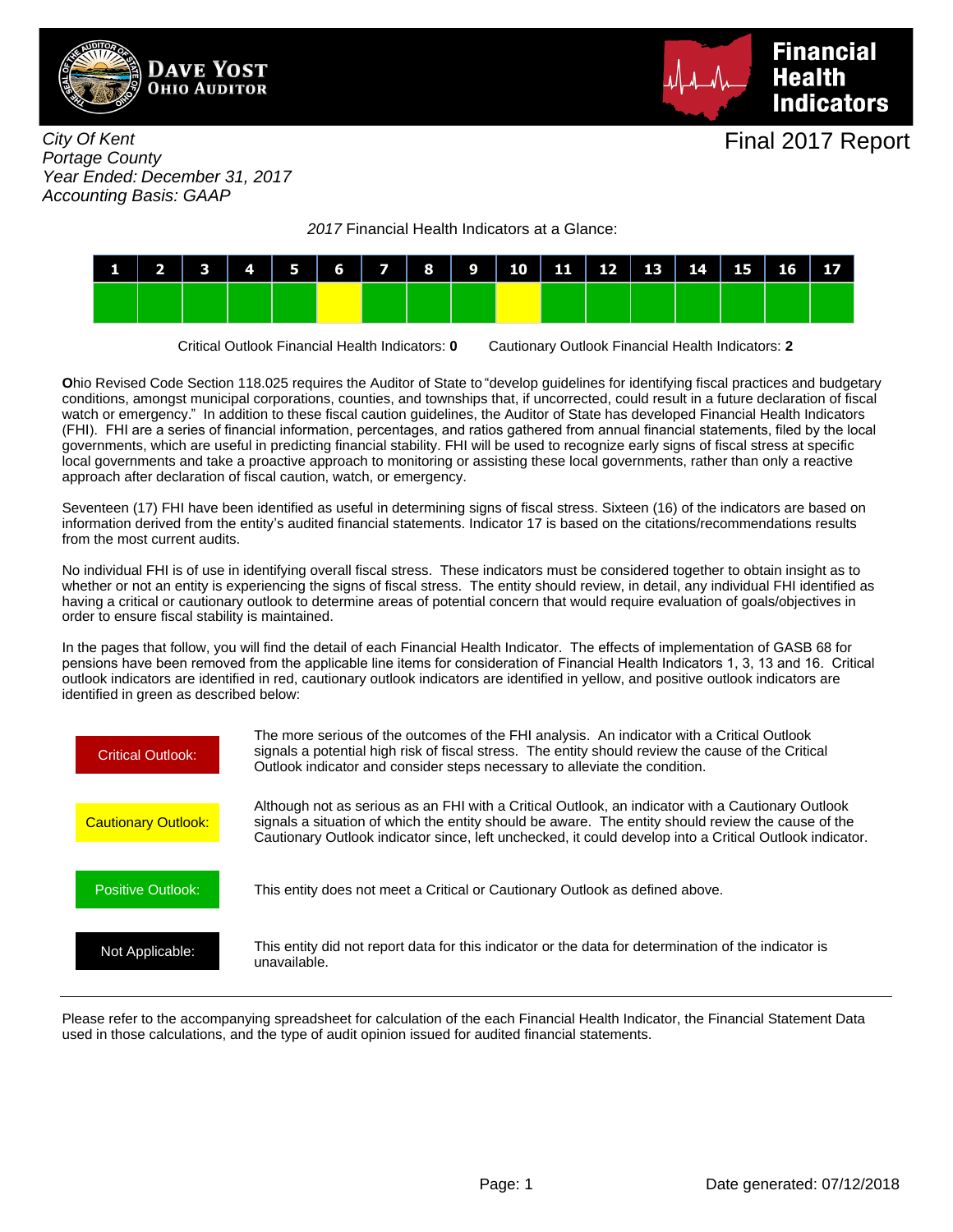**Dave Yost**
**Ohio Auditor**

# Financial Health Indicators

*City Of Kent*
*Portage County*
*Year Ended: December 31, 2017*
*Accounting Basis: GAAP*

## Final 2017 Report

*2017* Financial Health Indicators at a Glance:

| 1 | 2 | 3 | 4 | 5 | 6 | 7 | 8 | 9 | 10 | 11 | 12 | 13 | 14 | 15 | 16 | 17 |
|---|---|---|---|---|---|---|---|---|---|---|---|---|---|---|---|---|
| Positive | Positive | Positive | Positive | Positive | Cautionary | Positive | Positive | Positive | Cautionary | Positive | Positive | Positive | Positive | Positive | Positive | Positive |

Critical Outlook Financial Health Indicators: **0**    Cautionary Outlook Financial Health Indicators: **2**

**O**hio Revised Code Section 118.025 requires the Auditor of State to "develop guidelines for identifying fiscal practices and budgetary conditions, amongst municipal corporations, counties, and townships that, if uncorrected, could result in a future declaration of fiscal watch or emergency." In addition to these fiscal caution guidelines, the Auditor of State has developed Financial Health Indicators (FHI). FHI are a series of financial information, percentages, and ratios gathered from annual financial statements, filed by the local governments, which are useful in predicting financial stability. FHI will be used to recognize early signs of fiscal stress at specific local governments and take a proactive approach to monitoring or assisting these local governments, rather than only a reactive approach after declaration of fiscal caution, watch, or emergency.

Seventeen (17) FHI have been identified as useful in determining signs of fiscal stress. Sixteen (16) of the indicators are based on information derived from the entity's audited financial statements. Indicator 17 is based on the citations/recommendations results from the most current audits.

No individual FHI is of use in identifying overall fiscal stress. These indicators must be considered together to obtain insight as to whether or not an entity is experiencing the signs of fiscal stress. The entity should review, in detail, any individual FHI identified as having a critical or cautionary outlook to determine areas of potential concern that would require evaluation of goals/objectives in order to ensure fiscal stability is maintained.

In the pages that follow, you will find the detail of each Financial Health Indicator. The effects of implementation of GASB 68 for pensions have been removed from the applicable line items for consideration of Financial Health Indicators 1, 3, 13 and 16. Critical outlook indicators are identified in red, cautionary outlook indicators are identified in yellow, and positive outlook indicators are identified in green as described below:

| | |
|---|---|
| Critical Outlook: | The more serious of the outcomes of the FHI analysis. An indicator with a Critical Outlook signals a potential high risk of fiscal stress. The entity should review the cause of the Critical Outlook indicator and consider steps necessary to alleviate the condition. |
| Cautionary Outlook: | Although not as serious as an FHI with a Critical Outlook, an indicator with a Cautionary Outlook signals a situation of which the entity should be aware. The entity should review the cause of the Cautionary Outlook indicator since, left unchecked, it could develop into a Critical Outlook indicator. |
| Positive Outlook: | This entity does not meet a Critical or Cautionary Outlook as defined above. |
| Not Applicable: | This entity did not report data for this indicator or the data for determination of the indicator is unavailable. |

Please refer to the accompanying spreadsheet for calculation of the each Financial Health Indicator, the Financial Statement Data used in those calculations, and the type of audit opinion issued for audited financial statements.

Date generated: 07/12/2018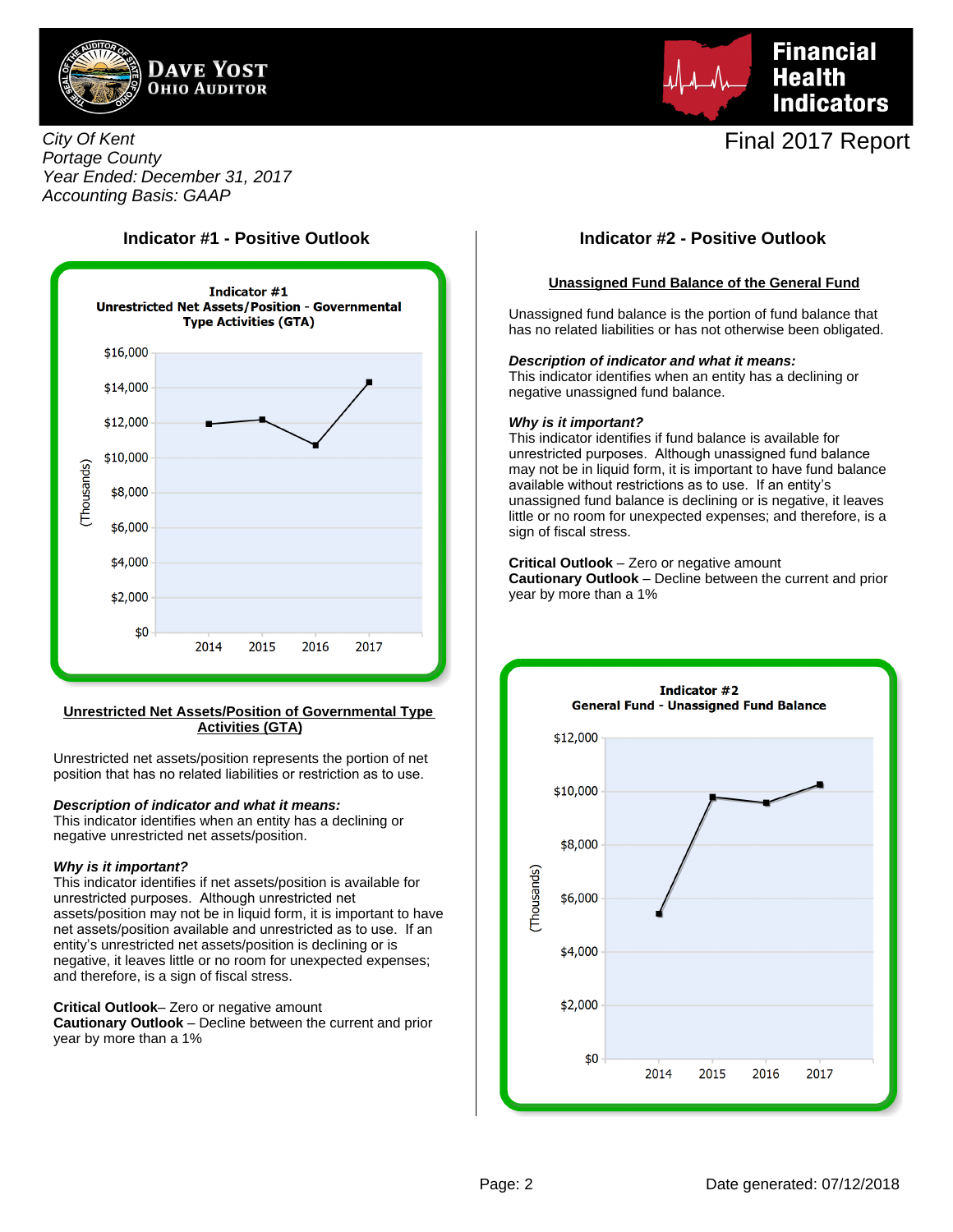Dave Yost
Ohio Auditor

Financial Health Indicators

City Of Kent
Portage County
Year Ended: December 31, 2017
Accounting Basis: GAAP

Final 2017 Report

### Indicator #1 - Positive Outlook

**Indicator #1**
**Unrestricted Net Assets/Position - Governmental Type Activities (GTA)**

(Thousands)

$16,000
$14,000
$12,000
$10,000
$8,000
$6,000
$4,000
$2,000
$0

2014 2015 2016 2017

**Unrestricted Net Assets/Position of Governmental Type Activities (GTA)**

Unrestricted net assets/position represents the portion of net position that has no related liabilities or restriction as to use.

***Description of indicator and what it means:***
This indicator identifies when an entity has a declining or negative unrestricted net assets/position.

***Why is it important?***
This indicator identifies if net assets/position is available for unrestricted purposes. Although unrestricted net assets/position may not be in liquid form, it is important to have net assets/position available and unrestricted as to use. If an entity's unrestricted net assets/position is declining or is negative, it leaves little or no room for unexpected expenses; and therefore, is a sign of fiscal stress.

**Critical Outlook**– Zero or negative amount
**Cautionary Outlook** – Decline between the current and prior year by more than a 1%

### Indicator #2 - Positive Outlook

**Unassigned Fund Balance of the General Fund**

Unassigned fund balance is the portion of fund balance that has no related liabilities or has not otherwise been obligated.

***Description of indicator and what it means:***
This indicator identifies when an entity has a declining or negative unassigned fund balance.

***Why is it important?***
This indicator identifies if fund balance is available for unrestricted purposes. Although unassigned fund balance may not be in liquid form, it is important to have fund balance available without restrictions as to use. If an entity's unassigned fund balance is declining or is negative, it leaves little or no room for unexpected expenses; and therefore, is a sign of fiscal stress.

**Critical Outlook** – Zero or negative amount
**Cautionary Outlook** – Decline between the current and prior year by more than a 1%

**Indicator #2**
**General Fund - Unassigned Fund Balance**

(Thousands)

$12,000
$10,000
$8,000
$6,000
$4,000
$2,000
$0

2014 2015 2016 2017

Date generated: 07/12/2018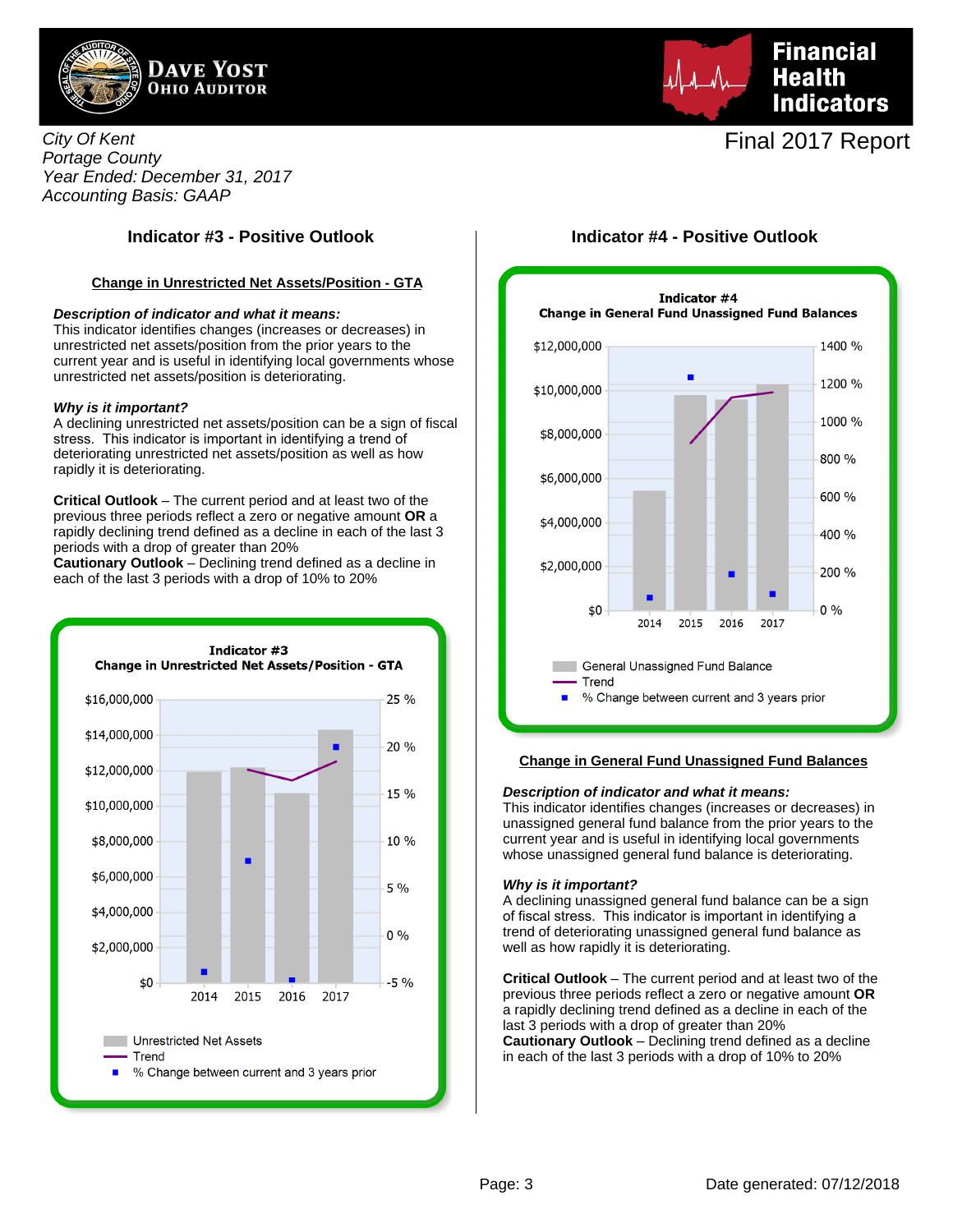Dave Yost
Ohio Auditor

# Financial Health Indicators

*City Of Kent*
*Portage County*
*Year Ended: December 31, 2017*
*Accounting Basis: GAAP*

Final 2017 Report

## Indicator #3 - Positive Outlook

**Change in Unrestricted Net Assets/Position - GTA**

***Description of indicator and what it means:***
This indicator identifies changes (increases or decreases) in unrestricted net assets/position from the prior years to the current year and is useful in identifying local governments whose unrestricted net assets/position is deteriorating.

***Why is it important?***
A declining unrestricted net assets/position can be a sign of fiscal stress. This indicator is important in identifying a trend of deteriorating unrestricted net assets/position as well as how rapidly it is deteriorating.

**Critical Outlook** – The current period and at least two of the previous three periods reflect a zero or negative amount **OR** a rapidly declining trend defined as a decline in each of the last 3 periods with a drop of greater than 20%
**Cautionary Outlook** – Declining trend defined as a decline in each of the last 3 periods with a drop of 10% to 20%

**Indicator #3**
**Change in Unrestricted Net Assets/Position - GTA**

Legend: Unrestricted Net Assets; Trend; % Change between current and 3 years prior

## Indicator #4 - Positive Outlook

**Indicator #4**
**Change in General Fund Unassigned Fund Balances**

Legend: General Unassigned Fund Balance; Trend; % Change between current and 3 years prior

**Change in General Fund Unassigned Fund Balances**

***Description of indicator and what it means:***
This indicator identifies changes (increases or decreases) in unassigned general fund balance from the prior years to the current year and is useful in identifying local governments whose unassigned general fund balance is deteriorating.

***Why is it important?***
A declining unassigned general fund balance can be a sign of fiscal stress. This indicator is important in identifying a trend of deteriorating unassigned general fund balance as well as how rapidly it is deteriorating.

**Critical Outlook** – The current period and at least two of the previous three periods reflect a zero or negative amount **OR** a rapidly declining trend defined as a decline in each of the last 3 periods with a drop of greater than 20%
**Cautionary Outlook** – Declining trend defined as a decline in each of the last 3 periods with a drop of 10% to 20%

Date generated: 07/12/2018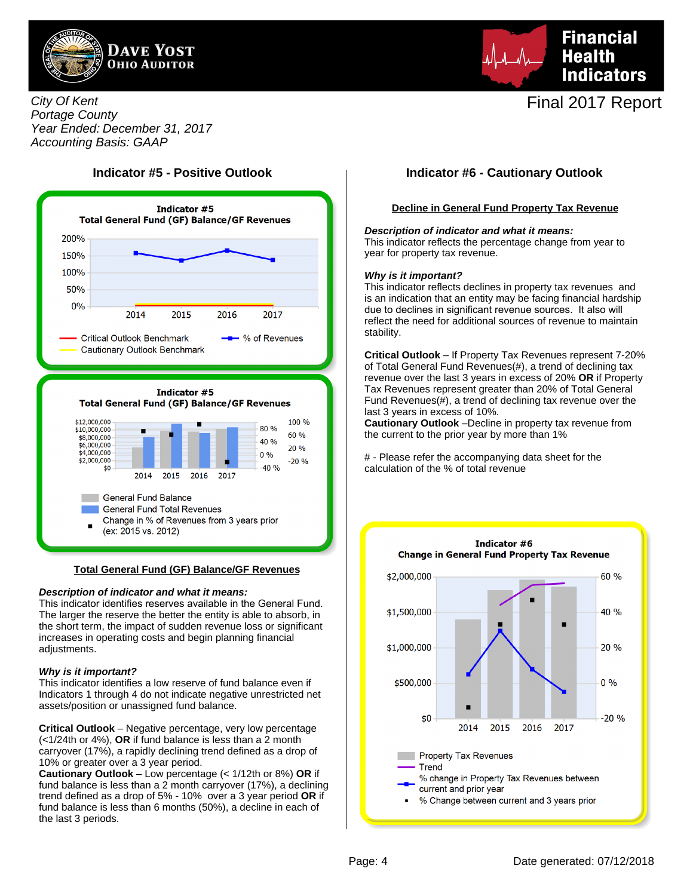Dave Yost
Ohio Auditor

Financial Health Indicators

City Of Kent
Portage County
Year Ended: December 31, 2017
Accounting Basis: GAAP

Final 2017 Report

## Indicator #5 - Positive Outlook

Indicator #5
Total General Fund (GF) Balance/GF Revenues

Critical Outlook Benchmark
Cautionary Outlook Benchmark
% of Revenues

Indicator #5
Total General Fund (GF) Balance/GF Revenues

General Fund Balance
General Fund Total Revenues
Change in % of Revenues from 3 years prior (ex: 2015 vs. 2012)

### Total General Fund (GF) Balance/GF Revenues

***Description of indicator and what it means:***
This indicator identifies reserves available in the General Fund. The larger the reserve the better the entity is able to absorb, in the short term, the impact of sudden revenue loss or significant increases in operating costs and begin planning financial adjustments.

***Why is it important?***
This indicator identifies a low reserve of fund balance even if Indicators 1 through 4 do not indicate negative unrestricted net assets/position or unassigned fund balance.

**Critical Outlook** – Negative percentage, very low percentage (<1/24th or 4%), **OR** if fund balance is less than a 2 month carryover (17%), a rapidly declining trend defined as a drop of 10% or greater over a 3 year period.
**Cautionary Outlook** – Low percentage (< 1/12th or 8%) **OR** if fund balance is less than a 2 month carryover (17%), a declining trend defined as a drop of 5% - 10% over a 3 year period **OR** if fund balance is less than 6 months (50%), a decline in each of the last 3 periods.

## Indicator #6 - Cautionary Outlook

### Decline in General Fund Property Tax Revenue

***Description of indicator and what it means:***
This indicator reflects the percentage change from year to year for property tax revenue.

***Why is it important?***
This indicator reflects declines in property tax revenues and is an indication that an entity may be facing financial hardship due to declines in significant revenue sources. It also will reflect the need for additional sources of revenue to maintain stability.

**Critical Outlook** – If Property Tax Revenues represent 7-20% of Total General Fund Revenues(#), a trend of declining tax revenue over the last 3 years in excess of 20% **OR** if Property Tax Revenues represent greater than 20% of Total General Fund Revenues(#), a trend of declining tax revenue over the last 3 years in excess of 10%.
**Cautionary Outlook** –Decline in property tax revenue from the current to the prior year by more than 1%

# - Please refer the accompanying data sheet for the calculation of the % of total revenue

Indicator #6
Change in General Fund Property Tax Revenue

Property Tax Revenues
Trend
% change in Property Tax Revenues between current and prior year
% Change between current and 3 years prior

Date generated: 07/12/2018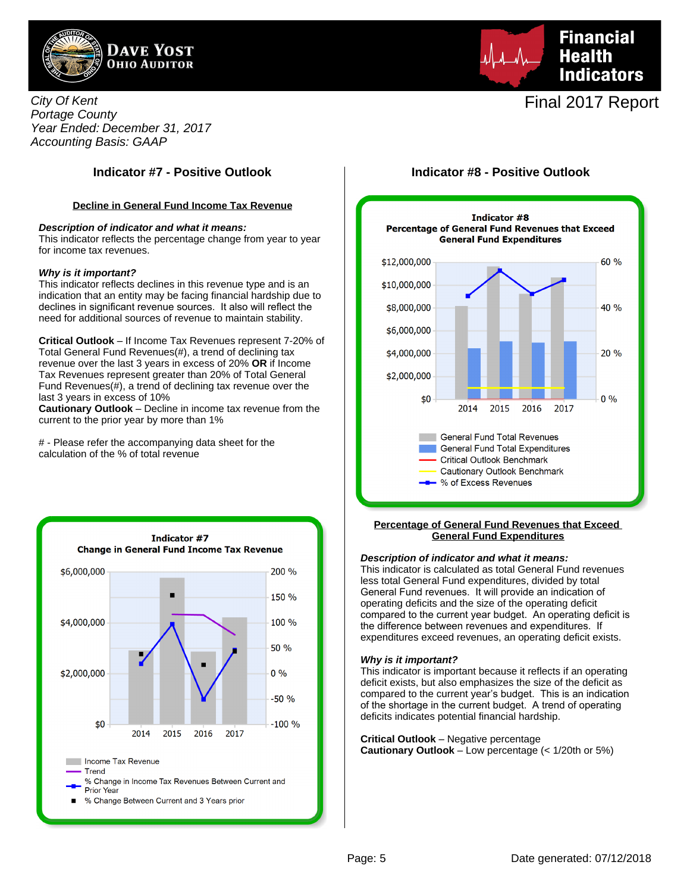City Of Kent
Portage County
Year Ended: December 31, 2017
Accounting Basis: GAAP

Financial Health Indicators

Final 2017 Report

## Indicator #7 - Positive Outlook

### Decline in General Fund Income Tax Revenue

***Description of indicator and what it means:***
This indicator reflects the percentage change from year to year for income tax revenues.

***Why is it important?***
This indicator reflects declines in this revenue type and is an indication that an entity may be facing financial hardship due to declines in significant revenue sources. It also will reflect the need for additional sources of revenue to maintain stability.

**Critical Outlook** – If Income Tax Revenues represent 7-20% of Total General Fund Revenues(#), a trend of declining tax revenue over the last 3 years in excess of 20% **OR** if Income Tax Revenues represent greater than 20% of Total General Fund Revenues(#), a trend of declining tax revenue over the last 3 years in excess of 10%
**Cautionary Outlook** – Decline in income tax revenue from the current to the prior year by more than 1%

# - Please refer the accompanying data sheet for the calculation of the % of total revenue

**Indicator #7**
**Change in General Fund Income Tax Revenue**

Legend: Income Tax Revenue; Trend; % Change in Income Tax Revenues Between Current and Prior Year; % Change Between Current and 3 Years prior

## Indicator #8 - Positive Outlook

**Indicator #8**
**Percentage of General Fund Revenues that Exceed General Fund Expenditures**

Legend: General Fund Total Revenues; General Fund Total Expenditures; Critical Outlook Benchmark; Cautionary Outlook Benchmark; % of Excess Revenues

### Percentage of General Fund Revenues that Exceed General Fund Expenditures

***Description of indicator and what it means:***
This indicator is calculated as total General Fund revenues less total General Fund expenditures, divided by total General Fund revenues. It will provide an indication of operating deficits and the size of the operating deficit compared to the current year budget. An operating deficit is the difference between revenues and expenditures. If expenditures exceed revenues, an operating deficit exists.

***Why is it important?***
This indicator is important because it reflects if an operating deficit exists, but also emphasizes the size of the deficit as compared to the current year's budget. This is an indication of the shortage in the current budget. A trend of operating deficits indicates potential financial hardship.

**Critical Outlook** – Negative percentage
**Cautionary Outlook** – Low percentage (< 1/20th or 5%)

Date generated: 07/12/2018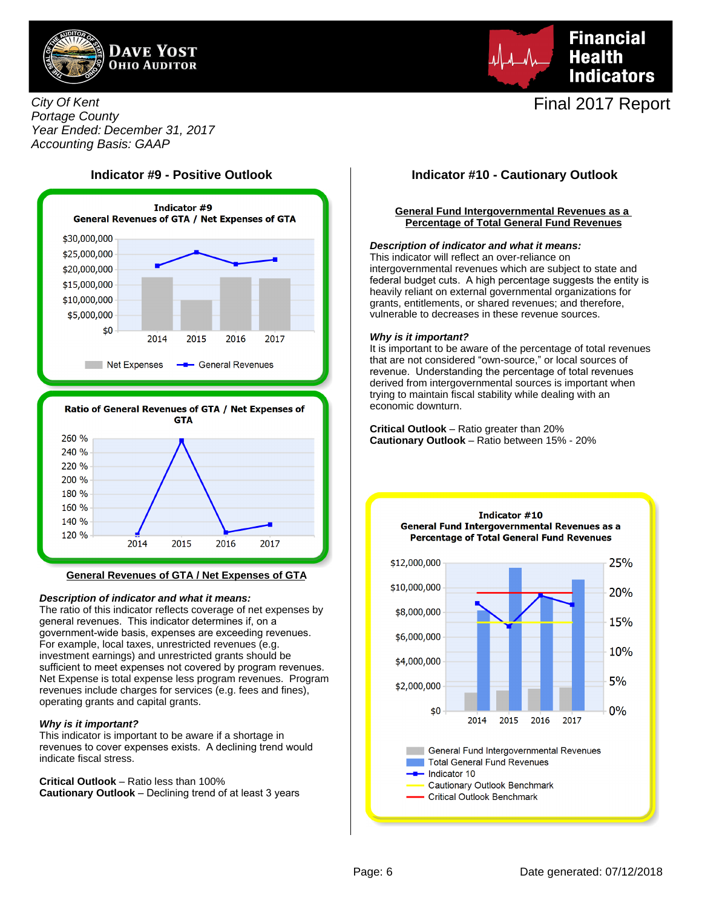City Of Kent
Portage County
Year Ended: December 31, 2017
Accounting Basis: GAAP

Financial Health Indicators

Final 2017 Report

## Indicator #9 - Positive Outlook

Indicator #9
General Revenues of GTA / Net Expenses of GTA

Ratio of General Revenues of GTA / Net Expenses of GTA

**General Revenues of GTA / Net Expenses of GTA**

***Description of indicator and what it means:***
The ratio of this indicator reflects coverage of net expenses by general revenues. This indicator determines if, on a government-wide basis, expenses are exceeding revenues. For example, local taxes, unrestricted revenues (e.g. investment earnings) and unrestricted grants should be sufficient to meet expenses not covered by program revenues. Net Expense is total expense less program revenues. Program revenues include charges for services (e.g. fees and fines), operating grants and capital grants.

***Why is it important?***
This indicator is important to be aware if a shortage in revenues to cover expenses exists. A declining trend would indicate fiscal stress.

**Critical Outlook** – Ratio less than 100%
**Cautionary Outlook** – Declining trend of at least 3 years

## Indicator #10 - Cautionary Outlook

**General Fund Intergovernmental Revenues as a Percentage of Total General Fund Revenues**

***Description of indicator and what it means:***
This indicator will reflect an over-reliance on intergovernmental revenues which are subject to state and federal budget cuts. A high percentage suggests the entity is heavily reliant on external governmental organizations for grants, entitlements, or shared revenues; and therefore, vulnerable to decreases in these revenue sources.

***Why is it important?***
It is important to be aware of the percentage of total revenues that are not considered "own-source," or local sources of revenue. Understanding the percentage of total revenues derived from intergovernmental sources is important when trying to maintain fiscal stability while dealing with an economic downturn.

**Critical Outlook** – Ratio greater than 20%
**Cautionary Outlook** – Ratio between 15% - 20%

Indicator #10
General Fund Intergovernmental Revenues as a Percentage of Total General Fund Revenues

Date generated: 07/12/2018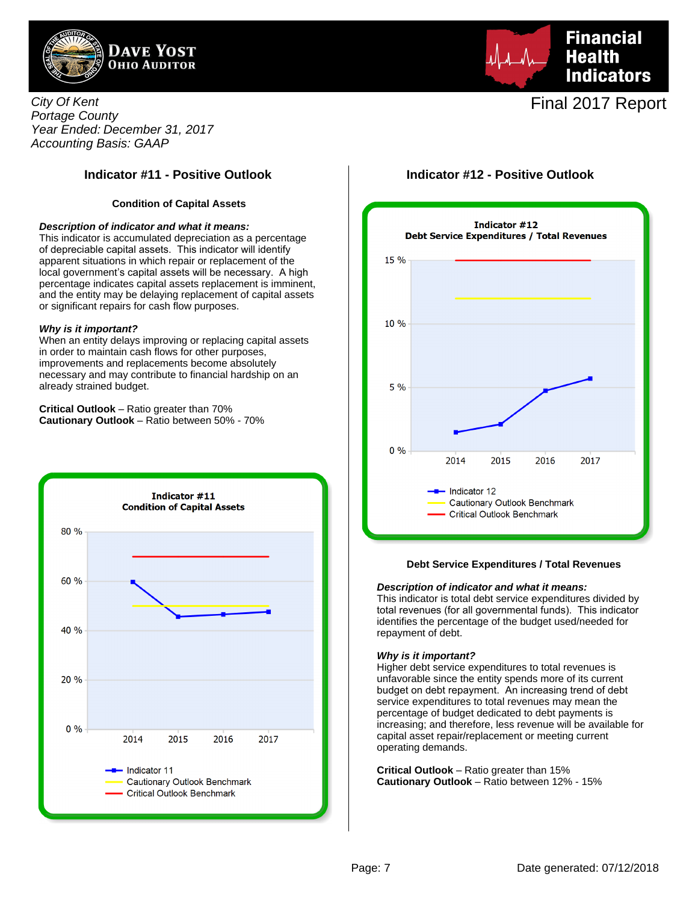Dave Yost
Ohio Auditor

**Financial Health Indicators**

*City Of Kent*
*Portage County*
*Year Ended: December 31, 2017*
*Accounting Basis: GAAP*

Final 2017 Report

## Indicator #11 - Positive Outlook

### Condition of Capital Assets

***Description of indicator and what it means:***
This indicator is accumulated depreciation as a percentage of depreciable capital assets. This indicator will identify apparent situations in which repair or replacement of the local government's capital assets will be necessary. A high percentage indicates capital assets replacement is imminent, and the entity may be delaying replacement of capital assets or significant repairs for cash flow purposes.

***Why is it important?***
When an entity delays improving or replacing capital assets in order to maintain cash flows for other purposes, improvements and replacements become absolutely necessary and may contribute to financial hardship on an already strained budget.

**Critical Outlook** – Ratio greater than 70%
**Cautionary Outlook** – Ratio between 50% - 70%

**Indicator #11**
**Condition of Capital Assets**

- Indicator 11
- Cautionary Outlook Benchmark
- Critical Outlook Benchmark

## Indicator #12 - Positive Outlook

**Indicator #12**
**Debt Service Expenditures / Total Revenues**

- Indicator 12
- Cautionary Outlook Benchmark
- Critical Outlook Benchmark

### Debt Service Expenditures / Total Revenues

***Description of indicator and what it means:***
This indicator is total debt service expenditures divided by total revenues (for all governmental funds). This indicator identifies the percentage of the budget used/needed for repayment of debt.

***Why is it important?***
Higher debt service expenditures to total revenues is unfavorable since the entity spends more of its current budget on debt repayment. An increasing trend of debt service expenditures to total revenues may mean the percentage of budget dedicated to debt payments is increasing; and therefore, less revenue will be available for capital asset repair/replacement or meeting current operating demands.

**Critical Outlook** – Ratio greater than 15%
**Cautionary Outlook** – Ratio between 12% - 15%

Date generated: 07/12/2018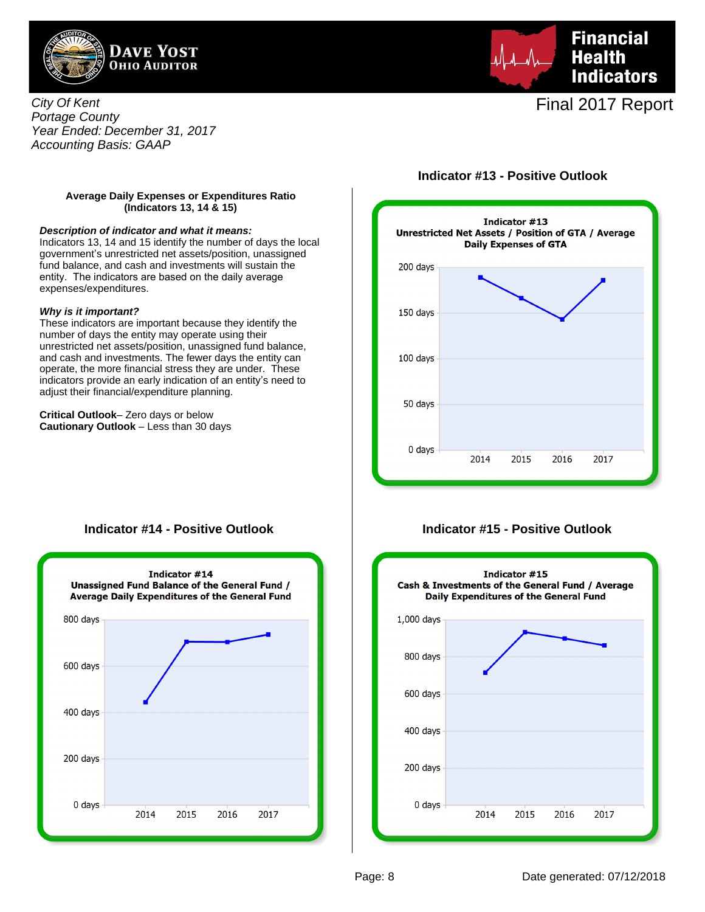City Of Kent
Portage County
Year Ended: December 31, 2017
Accounting Basis: GAAP

Final 2017 Report

**Average Daily Expenses or Expenditures Ratio (Indicators 13, 14 & 15)**

***Description of indicator and what it means:***
Indicators 13, 14 and 15 identify the number of days the local government's unrestricted net assets/position, unassigned fund balance, and cash and investments will sustain the entity. The indicators are based on the daily average expenses/expenditures.

***Why is it important?***
These indicators are important because they identify the number of days the entity may operate using their unrestricted net assets/position, unassigned fund balance, and cash and investments. The fewer days the entity can operate, the more financial stress they are under. These indicators provide an early indication of an entity's need to adjust their financial/expenditure planning.

**Critical Outlook**– Zero days or below
**Cautionary Outlook** – Less than 30 days

## Indicator #13 - Positive Outlook

**Indicator #13**
**Unrestricted Net Assets / Position of GTA / Average Daily Expenses of GTA**

| Year | Days (approx.) |
|---|---|
| 2014 | 189 |
| 2015 | 167 |
| 2016 | 144 |
| 2017 | 186 |

## Indicator #14 - Positive Outlook

**Indicator #14**
**Unassigned Fund Balance of the General Fund / Average Daily Expenditures of the General Fund**

| Year | Days (approx.) |
|---|---|
| 2014 | 445 |
| 2015 | 706 |
| 2016 | 705 |
| 2017 | 736 |

## Indicator #15 - Positive Outlook

**Indicator #15**
**Cash & Investments of the General Fund / Average Daily Expenditures of the General Fund**

| Year | Days (approx.) |
|---|---|
| 2014 | 715 |
| 2015 | 935 |
| 2016 | 900 |
| 2017 | 865 |

Date generated: 07/12/2018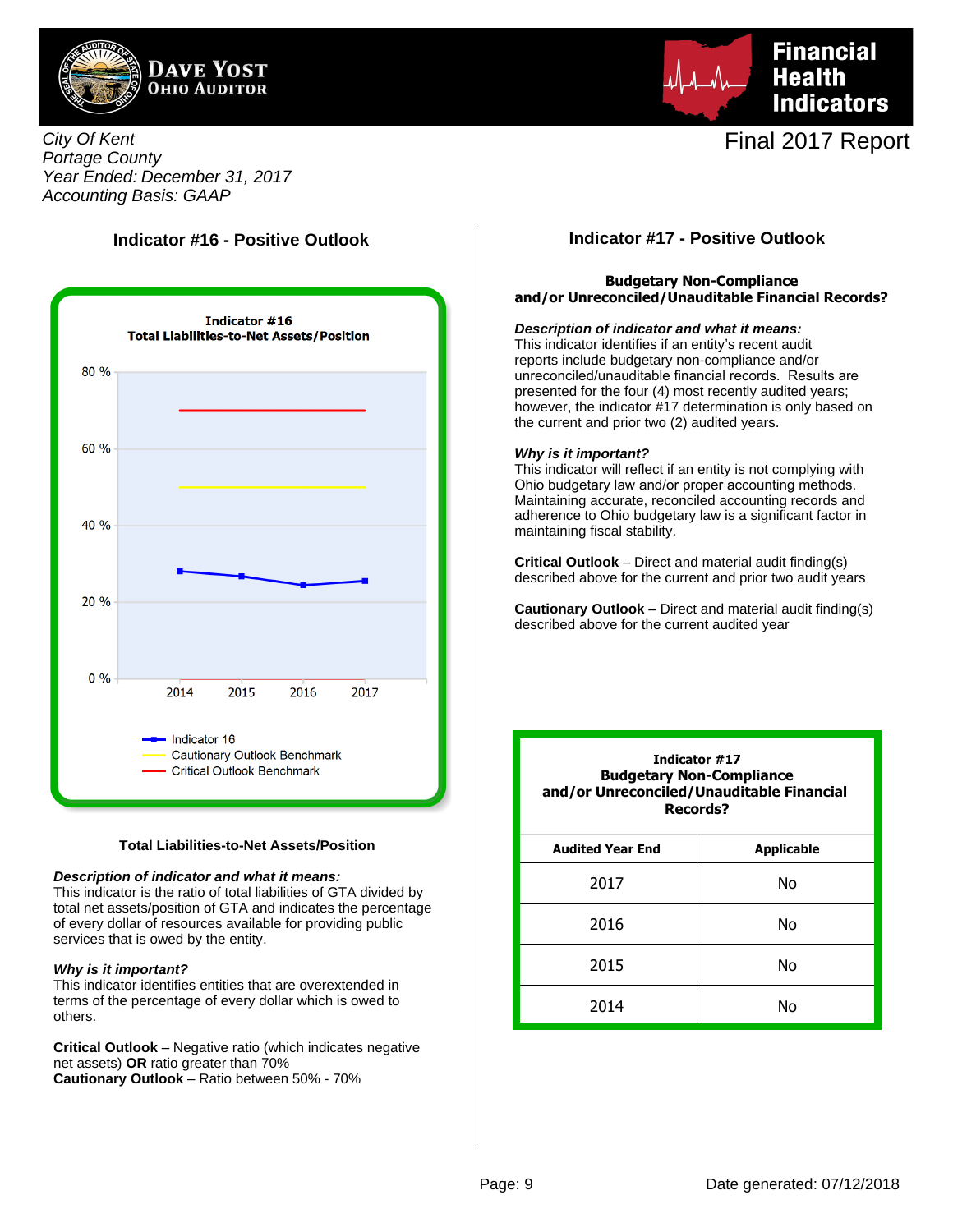Dave Yost
Ohio Auditor

# Financial Health Indicators

*City Of Kent*
*Portage County*
*Year Ended: December 31, 2017*
*Accounting Basis: GAAP*

Final 2017 Report

## Indicator #16 - Positive Outlook

**Indicator #16**
**Total Liabilities-to-Net Assets/Position**

| Year | Indicator 16 | Cautionary Outlook Benchmark | Critical Outlook Benchmark |
|---|---|---|---|
| 2014 | ~28 % | 50 % | 70 % |
| 2015 | ~27 % | 50 % | 70 % |
| 2016 | ~24 % | 50 % | 70 % |
| 2017 | ~25 % | 50 % | 70 % |

**Total Liabilities-to-Net Assets/Position**

***Description of indicator and what it means:***
This indicator is the ratio of total liabilities of GTA divided by total net assets/position of GTA and indicates the percentage of every dollar of resources available for providing public services that is owed by the entity.

***Why is it important?***
This indicator identifies entities that are overextended in terms of the percentage of every dollar which is owed to others.

**Critical Outlook** – Negative ratio (which indicates negative net assets) **OR** ratio greater than 70%
**Cautionary Outlook** – Ratio between 50% - 70%

## Indicator #17 - Positive Outlook

**Budgetary Non-Compliance and/or Unreconciled/Unauditable Financial Records?**

***Description of indicator and what it means:***
This indicator identifies if an entity's recent audit reports include budgetary non-compliance and/or unreconciled/unauditable financial records. Results are presented for the four (4) most recently audited years; however, the indicator #17 determination is only based on the current and prior two (2) audited years.

***Why is it important?***
This indicator will reflect if an entity is not complying with Ohio budgetary law and/or proper accounting methods. Maintaining accurate, reconciled accounting records and adherence to Ohio budgetary law is a significant factor in maintaining fiscal stability.

**Critical Outlook** – Direct and material audit finding(s) described above for the current and prior two audit years

**Cautionary Outlook** – Direct and material audit finding(s) described above for the current audited year

**Indicator #17**
**Budgetary Non-Compliance and/or Unreconciled/Unauditable Financial Records?**

| Audited Year End | Applicable |
|---|---|
| 2017 | No |
| 2016 | No |
| 2015 | No |
| 2014 | No |

Date generated: 07/12/2018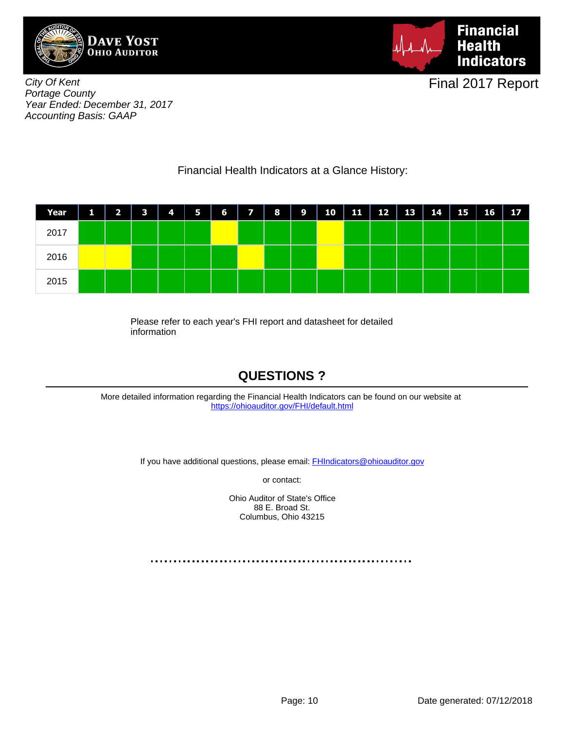*City Of Kent*
*Portage County*
*Year Ended: December 31, 2017*
*Accounting Basis: GAAP*

Final 2017 Report

Financial Health Indicators at a Glance History:

| Year | 1 | 2 | 3 | 4 | 5 | 6 | 7 | 8 | 9 | 10 | 11 | 12 | 13 | 14 | 15 | 16 | 17 |
|---|---|---|---|---|---|---|---|---|---|---|---|---|---|---|---|---|---|
| 2017 | | | | | | | | | | | | | | | | | |
| 2016 | | | | | | | | | | | | | | | | | |
| 2015 | | | | | | | | | | | | | | | | | |

Please refer to each year's FHI report and datasheet for detailed information

## QUESTIONS ?

More detailed information regarding the Financial Health Indicators can be found on our website at https://ohioauditor.gov/FHI/default.html

If you have additional questions, please email: FHIndicators@ohioauditor.gov

or contact:

Ohio Auditor of State's Office
88 E. Broad St.
Columbus, Ohio 43215